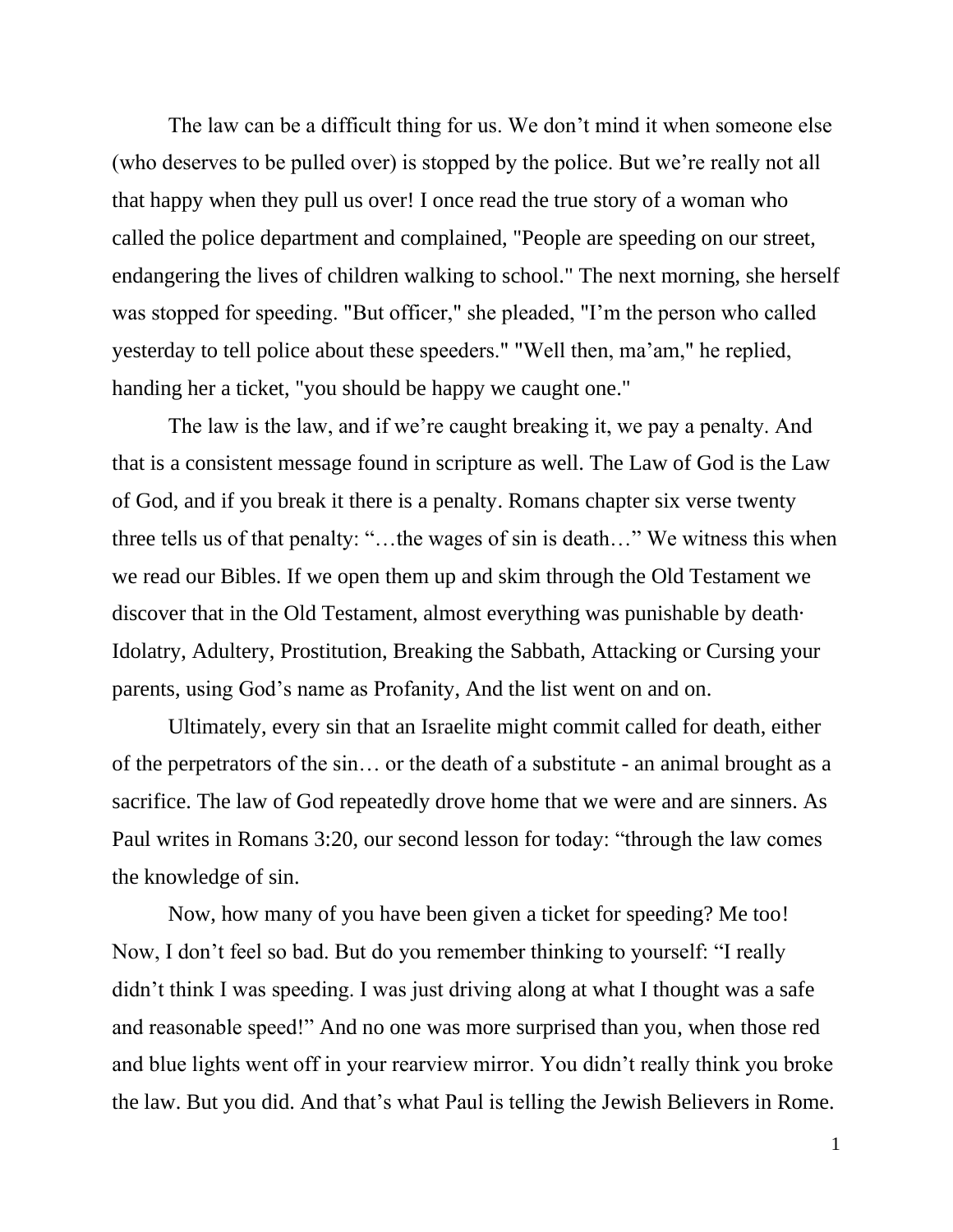The law can be a difficult thing for us. We don't mind it when someone else (who deserves to be pulled over) is stopped by the police. But we're really not all that happy when they pull us over! I once read the true story of a woman who called the police department and complained, "People are speeding on our street, endangering the lives of children walking to school." The next morning, she herself was stopped for speeding. "But officer," she pleaded, "I'm the person who called yesterday to tell police about these speeders." "Well then, ma'am," he replied, handing her a ticket, "you should be happy we caught one."

The law is the law, and if we're caught breaking it, we pay a penalty. And that is a consistent message found in scripture as well. The Law of God is the Law of God, and if you break it there is a penalty. Romans chapter six verse twenty three tells us of that penalty: "…the wages of sin is death…" We witness this when we read our Bibles. If we open them up and skim through the Old Testament we discover that in the Old Testament, almost everything was punishable by death· Idolatry, Adultery, Prostitution, Breaking the Sabbath, Attacking or Cursing your parents, using God's name as Profanity, And the list went on and on.

Ultimately, every sin that an Israelite might commit called for death, either of the perpetrators of the sin… or the death of a substitute - an animal brought as a sacrifice. The law of God repeatedly drove home that we were and are sinners. As Paul writes in Romans 3:20, our second lesson for today: "through the law comes the knowledge of sin.

Now, how many of you have been given a ticket for speeding? Me too! Now, I don't feel so bad. But do you remember thinking to yourself: "I really didn't think I was speeding. I was just driving along at what I thought was a safe and reasonable speed!" And no one was more surprised than you, when those red and blue lights went off in your rearview mirror. You didn't really think you broke the law. But you did. And that's what Paul is telling the Jewish Believers in Rome.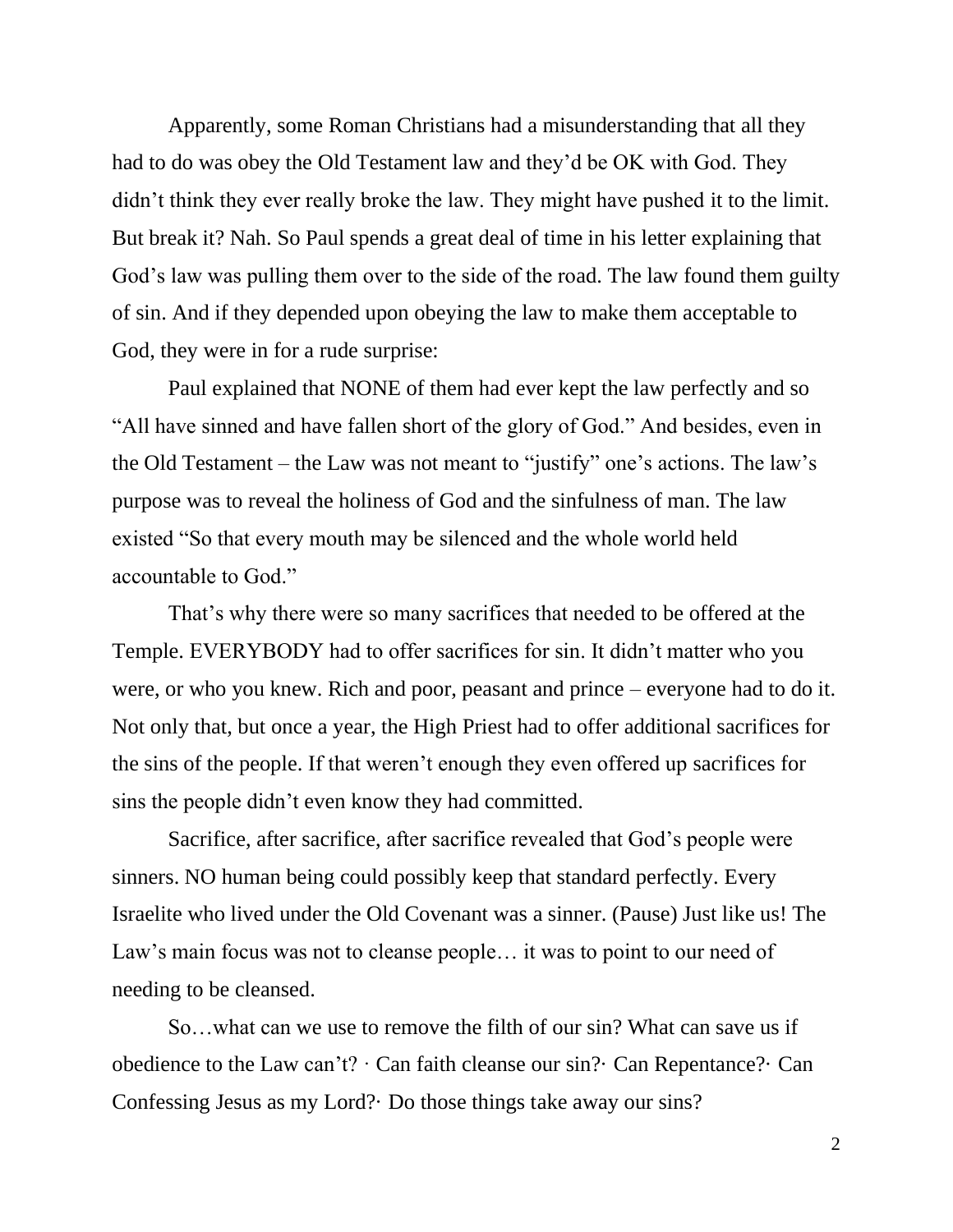Apparently, some Roman Christians had a misunderstanding that all they had to do was obey the Old Testament law and they'd be OK with God. They didn't think they ever really broke the law. They might have pushed it to the limit. But break it? Nah. So Paul spends a great deal of time in his letter explaining that God's law was pulling them over to the side of the road. The law found them guilty of sin. And if they depended upon obeying the law to make them acceptable to God, they were in for a rude surprise:

Paul explained that NONE of them had ever kept the law perfectly and so "All have sinned and have fallen short of the glory of God." And besides, even in the Old Testament – the Law was not meant to "justify" one's actions. The law's purpose was to reveal the holiness of God and the sinfulness of man. The law existed "So that every mouth may be silenced and the whole world held accountable to God."

That's why there were so many sacrifices that needed to be offered at the Temple. EVERYBODY had to offer sacrifices for sin. It didn't matter who you were, or who you knew. Rich and poor, peasant and prince – everyone had to do it. Not only that, but once a year, the High Priest had to offer additional sacrifices for the sins of the people. If that weren't enough they even offered up sacrifices for sins the people didn't even know they had committed.

Sacrifice, after sacrifice, after sacrifice revealed that God's people were sinners. NO human being could possibly keep that standard perfectly. Every Israelite who lived under the Old Covenant was a sinner. (Pause) Just like us! The Law's main focus was not to cleanse people… it was to point to our need of needing to be cleansed.

So…what can we use to remove the filth of our sin? What can save us if obedience to the Law can't? · Can faith cleanse our sin?· Can Repentance?· Can Confessing Jesus as my Lord?· Do those things take away our sins?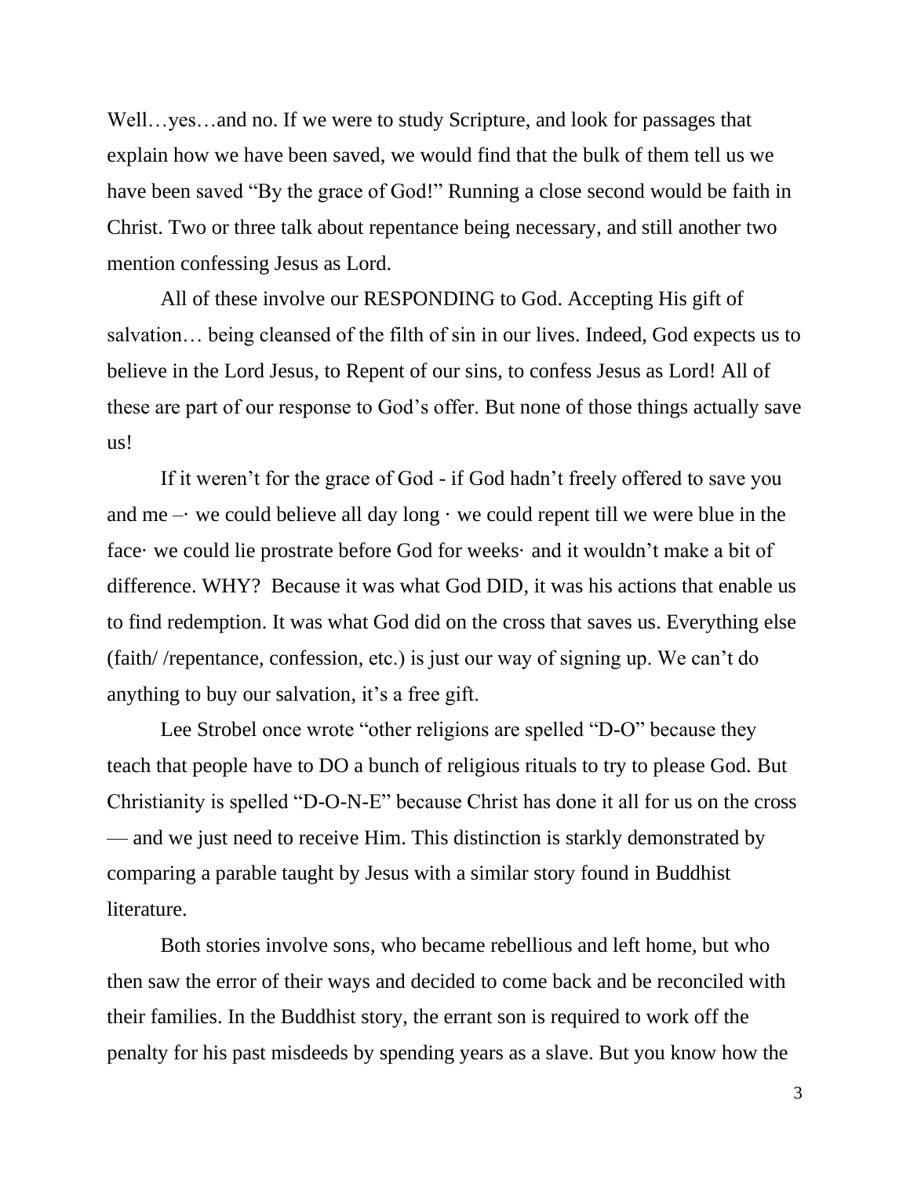Well…yes…and no. If we were to study Scripture, and look for passages that explain how we have been saved, we would find that the bulk of them tell us we have been saved "By the grace of God!" Running a close second would be faith in Christ. Two or three talk about repentance being necessary, and still another two mention confessing Jesus as Lord.

All of these involve our RESPONDING to God. Accepting His gift of salvation… being cleansed of the filth of sin in our lives. Indeed, God expects us to believe in the Lord Jesus, to Repent of our sins, to confess Jesus as Lord! All of these are part of our response to God's offer. But none of those things actually save us!

If it weren't for the grace of God - if God hadn't freely offered to save you and me –· we could believe all day long · we could repent till we were blue in the face· we could lie prostrate before God for weeks· and it wouldn't make a bit of difference. WHY? Because it was what God DID, it was his actions that enable us to find redemption. It was what God did on the cross that saves us. Everything else (faith/ /repentance, confession, etc.) is just our way of signing up. We can't do anything to buy our salvation, it's a free gift.

Lee Strobel once wrote "other religions are spelled "D-O" because they teach that people have to DO a bunch of religious rituals to try to please God. But Christianity is spelled "D-O-N-E" because Christ has done it all for us on the cross — and we just need to receive Him. This distinction is starkly demonstrated by comparing a parable taught by Jesus with a similar story found in Buddhist literature.

Both stories involve sons, who became rebellious and left home, but who then saw the error of their ways and decided to come back and be reconciled with their families. In the Buddhist story, the errant son is required to work off the penalty for his past misdeeds by spending years as a slave. But you know how the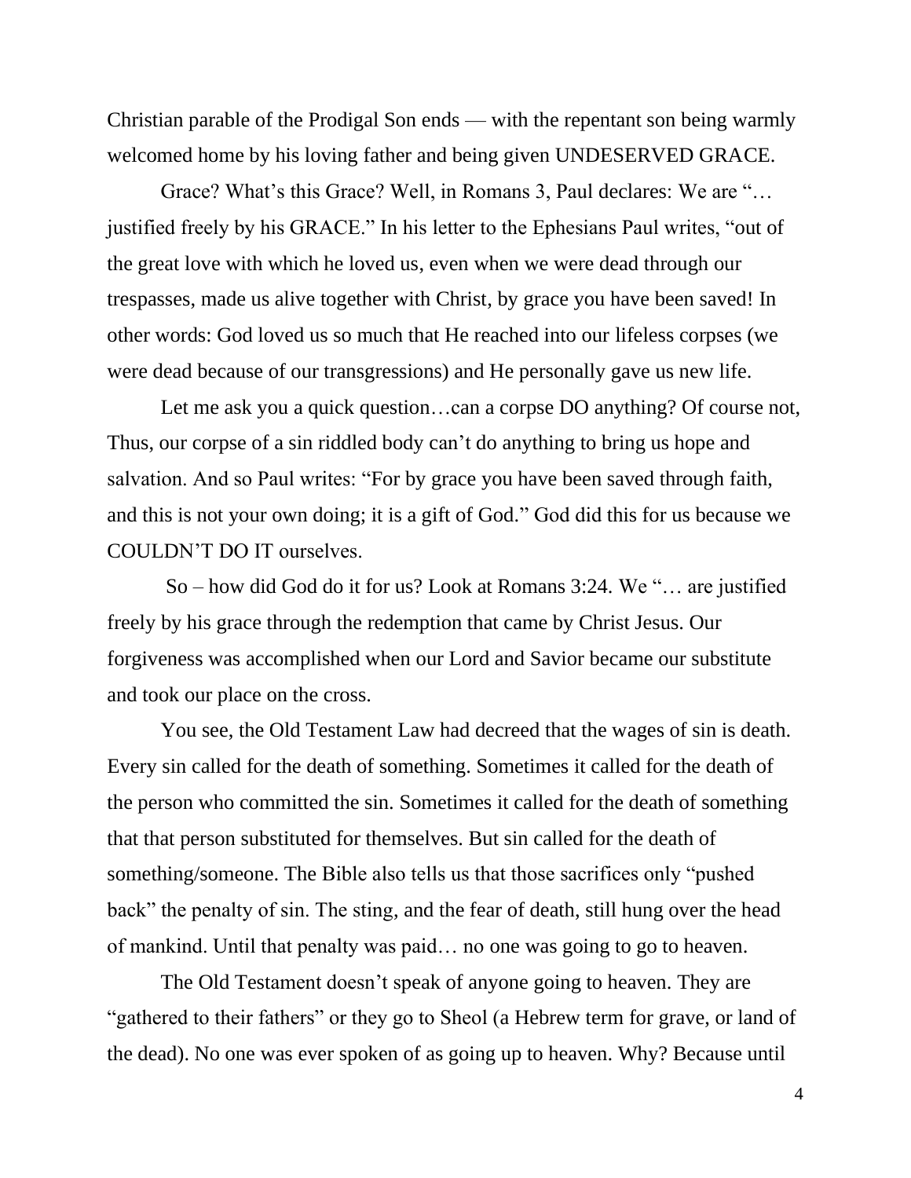Christian parable of the Prodigal Son ends — with the repentant son being warmly welcomed home by his loving father and being given UNDESERVED GRACE.

Grace? What's this Grace? Well, in Romans 3, Paul declares: We are "… justified freely by his GRACE." In his letter to the Ephesians Paul writes, "out of the great love with which he loved us, even when we were dead through our trespasses, made us alive together with Christ, by grace you have been saved! In other words: God loved us so much that He reached into our lifeless corpses (we were dead because of our transgressions) and He personally gave us new life.

Let me ask you a quick question…can a corpse DO anything? Of course not, Thus, our corpse of a sin riddled body can't do anything to bring us hope and salvation. And so Paul writes: "For by grace you have been saved through faith, and this is not your own doing; it is a gift of God." God did this for us because we COULDN'T DO IT ourselves.

So – how did God do it for us? Look at Romans 3:24. We "… are justified freely by his grace through the redemption that came by Christ Jesus. Our forgiveness was accomplished when our Lord and Savior became our substitute and took our place on the cross.

You see, the Old Testament Law had decreed that the wages of sin is death. Every sin called for the death of something. Sometimes it called for the death of the person who committed the sin. Sometimes it called for the death of something that that person substituted for themselves. But sin called for the death of something/someone. The Bible also tells us that those sacrifices only "pushed back" the penalty of sin. The sting, and the fear of death, still hung over the head of mankind. Until that penalty was paid… no one was going to go to heaven.

The Old Testament doesn't speak of anyone going to heaven. They are "gathered to their fathers" or they go to Sheol (a Hebrew term for grave, or land of the dead). No one was ever spoken of as going up to heaven. Why? Because until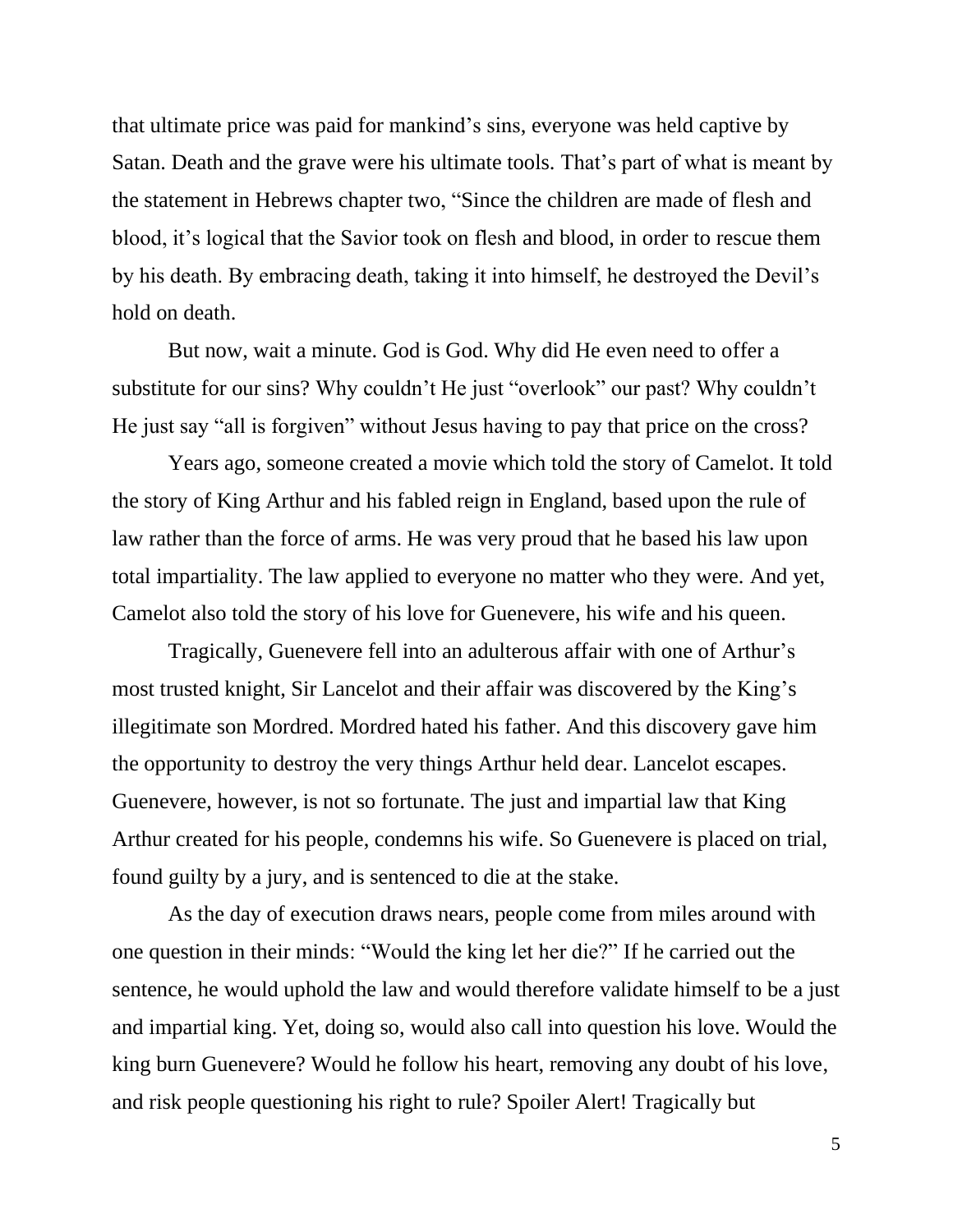that ultimate price was paid for mankind's sins, everyone was held captive by Satan. Death and the grave were his ultimate tools. That's part of what is meant by the statement in Hebrews chapter two, "Since the children are made of flesh and blood, it's logical that the Savior took on flesh and blood, in order to rescue them by his death. By embracing death, taking it into himself, he destroyed the Devil's hold on death.

But now, wait a minute. God is God. Why did He even need to offer a substitute for our sins? Why couldn't He just "overlook" our past? Why couldn't He just say "all is forgiven" without Jesus having to pay that price on the cross?

Years ago, someone created a movie which told the story of Camelot. It told the story of King Arthur and his fabled reign in England, based upon the rule of law rather than the force of arms. He was very proud that he based his law upon total impartiality. The law applied to everyone no matter who they were. And yet, Camelot also told the story of his love for Guenevere, his wife and his queen.

Tragically, Guenevere fell into an adulterous affair with one of Arthur's most trusted knight, Sir Lancelot and their affair was discovered by the King's illegitimate son Mordred. Mordred hated his father. And this discovery gave him the opportunity to destroy the very things Arthur held dear. Lancelot escapes. Guenevere, however, is not so fortunate. The just and impartial law that King Arthur created for his people, condemns his wife. So Guenevere is placed on trial, found guilty by a jury, and is sentenced to die at the stake.

As the day of execution draws nears, people come from miles around with one question in their minds: "Would the king let her die?" If he carried out the sentence, he would uphold the law and would therefore validate himself to be a just and impartial king. Yet, doing so, would also call into question his love. Would the king burn Guenevere? Would he follow his heart, removing any doubt of his love, and risk people questioning his right to rule? Spoiler Alert! Tragically but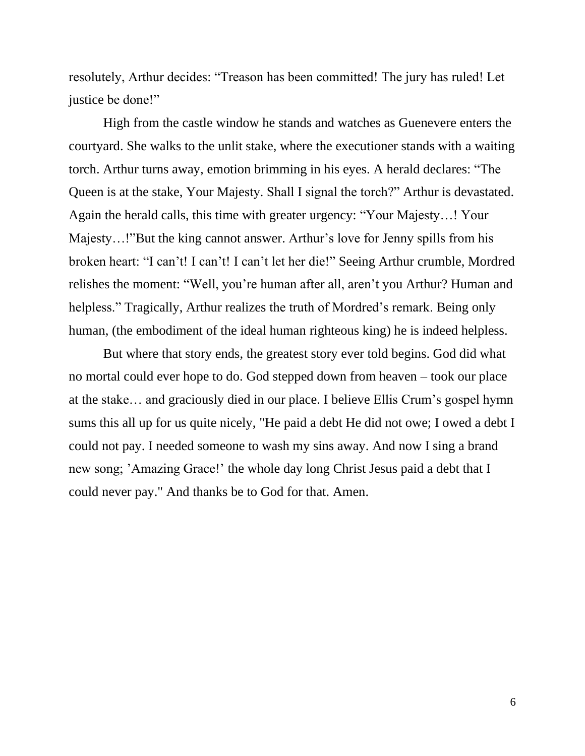resolutely, Arthur decides: “Treason has been committed! The jury has ruled! Let justice be done!”

High from the castle window he stands and watches as Guenevere enters the courtyard. She walks to the unlit stake, where the executioner stands with a waiting torch. Arthur turns away, emotion brimming in his eyes. A herald declares: “The Queen is at the stake, Your Majesty. Shall I signal the torch?” Arthur is devastated. Again the herald calls, this time with greater urgency: “Your Majesty…! Your Majesty…!”But the king cannot answer. Arthur’s love for Jenny spills from his broken heart: “I can’t! I can’t! I can’t let her die!” Seeing Arthur crumble, Mordred relishes the moment: “Well, you’re human after all, aren’t you Arthur? Human and helpless.” Tragically, Arthur realizes the truth of Mordred’s remark. Being only human, (the embodiment of the ideal human righteous king) he is indeed helpless.

But where that story ends, the greatest story ever told begins. God did what no mortal could ever hope to do. God stepped down from heaven – took our place at the stake… and graciously died in our place. I believe Ellis Crum’s gospel hymn sums this all up for us quite nicely, "He paid a debt He did not owe; I owed a debt I could not pay. I needed someone to wash my sins away. And now I sing a brand new song; ’Amazing Grace!’ the whole day long Christ Jesus paid a debt that I could never pay." And thanks be to God for that. Amen.